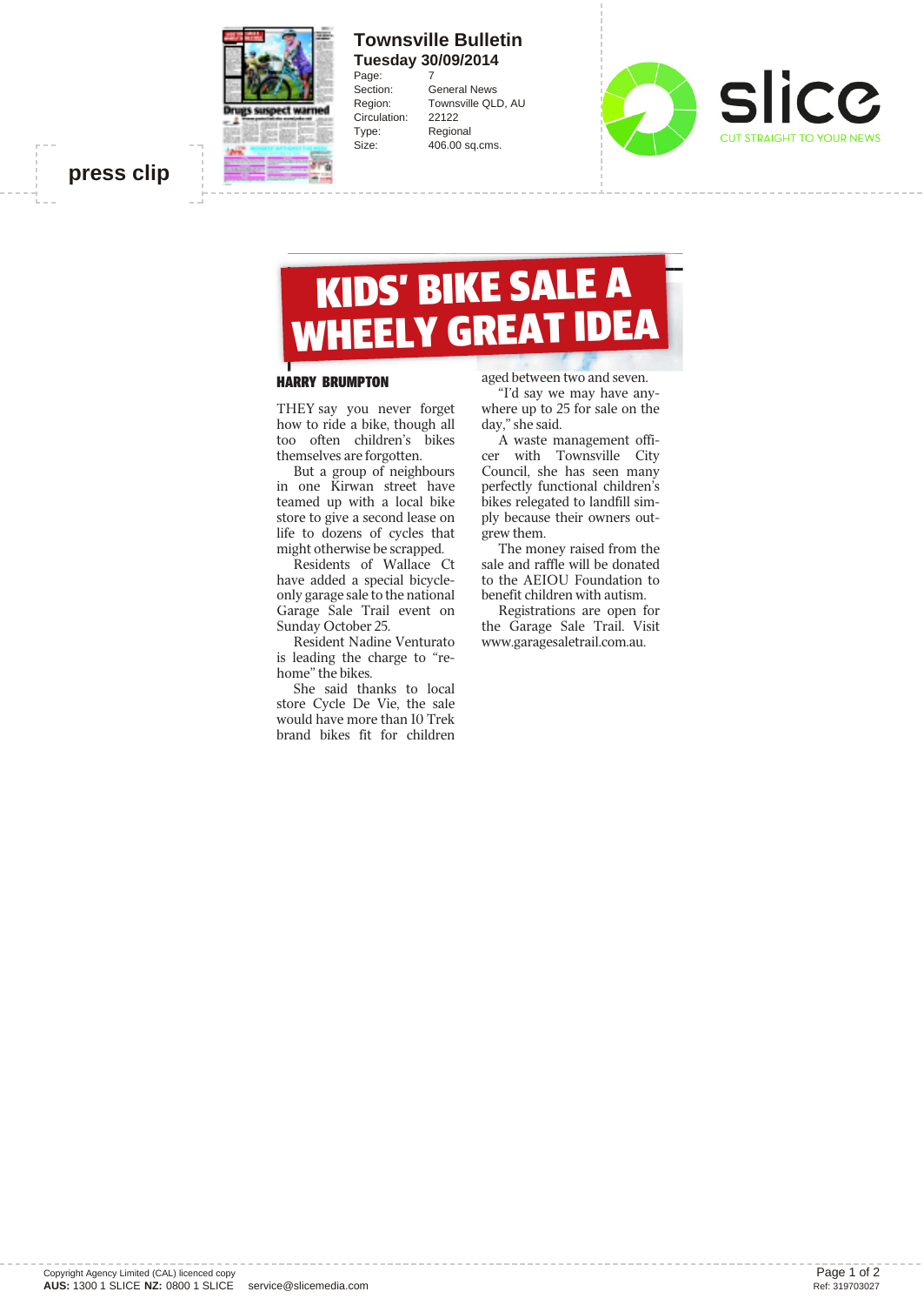press clip

**Townsville Bulletin**
**Tuesday 30/09/2014**

| | |
|---|---|
| Page: | 7 |
| Section: | General News |
| Region: | Townsville QLD, AU |
| Circulation: | 22122 |
| Type: | Regional |
| Size: | 406.00 sq.cms. |

# KIDS' BIKE SALE A WHEELY GREAT IDEA

**HARRY BRUMPTON**

THEY say you never forget how to ride a bike, though all too often children's bikes themselves are forgotten.

But a group of neighbours in one Kirwan street have teamed up with a local bike store to give a second lease on life to dozens of cycles that might otherwise be scrapped.

Residents of Wallace Ct have added a special bicycle-only garage sale to the national Garage Sale Trail event on Sunday October 25.

Resident Nadine Venturato is leading the charge to "re-home" the bikes.

She said thanks to local store Cycle De Vie, the sale would have more than 10 Trek brand bikes fit for children aged between two and seven.

"I'd say we may have anywhere up to 25 for sale on the day," she said.

A waste management officer with Townsville City Council, she has seen many perfectly functional children's bikes relegated to landfill simply because their owners outgrew them.

The money raised from the sale and raffle will be donated to the AEIOU Foundation to benefit children with autism.

Registrations are open for the Garage Sale Trail. Visit www.garagesaletrail.com.au.

Copyright Agency Limited (CAL) licenced copy
**AUS:** 1300 1 SLICE **NZ:** 0800 1 SLICE service@slicemedia.com

Ref: 319703027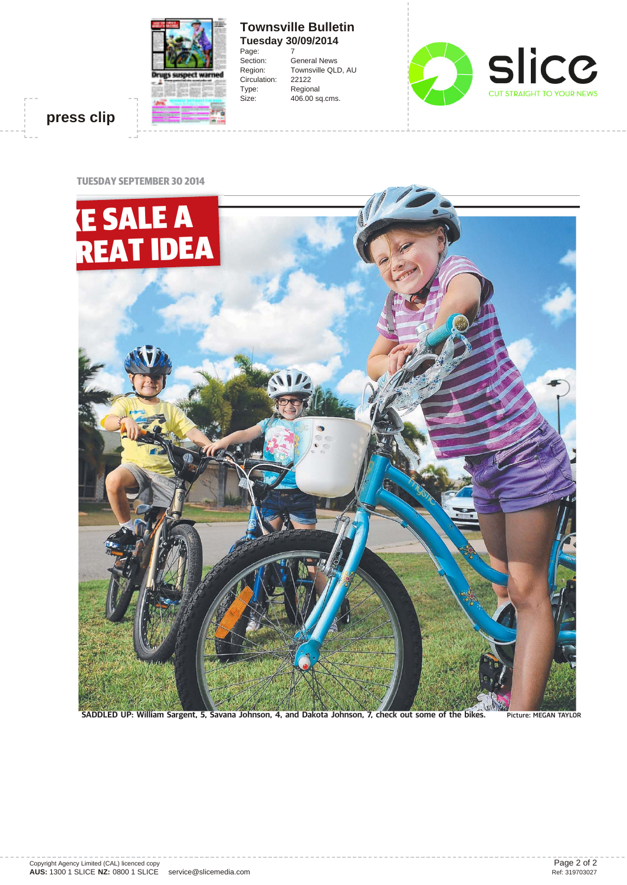**press clip**

**Townsville Bulletin**
**Tuesday 30/09/2014**

| | |
|---|---|
| Page: | 7 |
| Section: | General News |
| Region: | Townsville QLD, AU |
| Circulation: | 22122 |
| Type: | Regional |
| Size: | 406.00 sq.cms. |

TUESDAY SEPTEMBER 30 2014

# E SALE A REAT IDEA

SADDLED UP: William Sargent, 5, Savana Johnson, 4, and Dakota Johnson, 7, check out some of the bikes. Picture: MEGAN TAYLOR

Copyright Agency Limited (CAL) licenced copy
**AUS:** 1300 1 SLICE **NZ:** 0800 1 SLICE service@slicemedia.com

Ref: 319703027